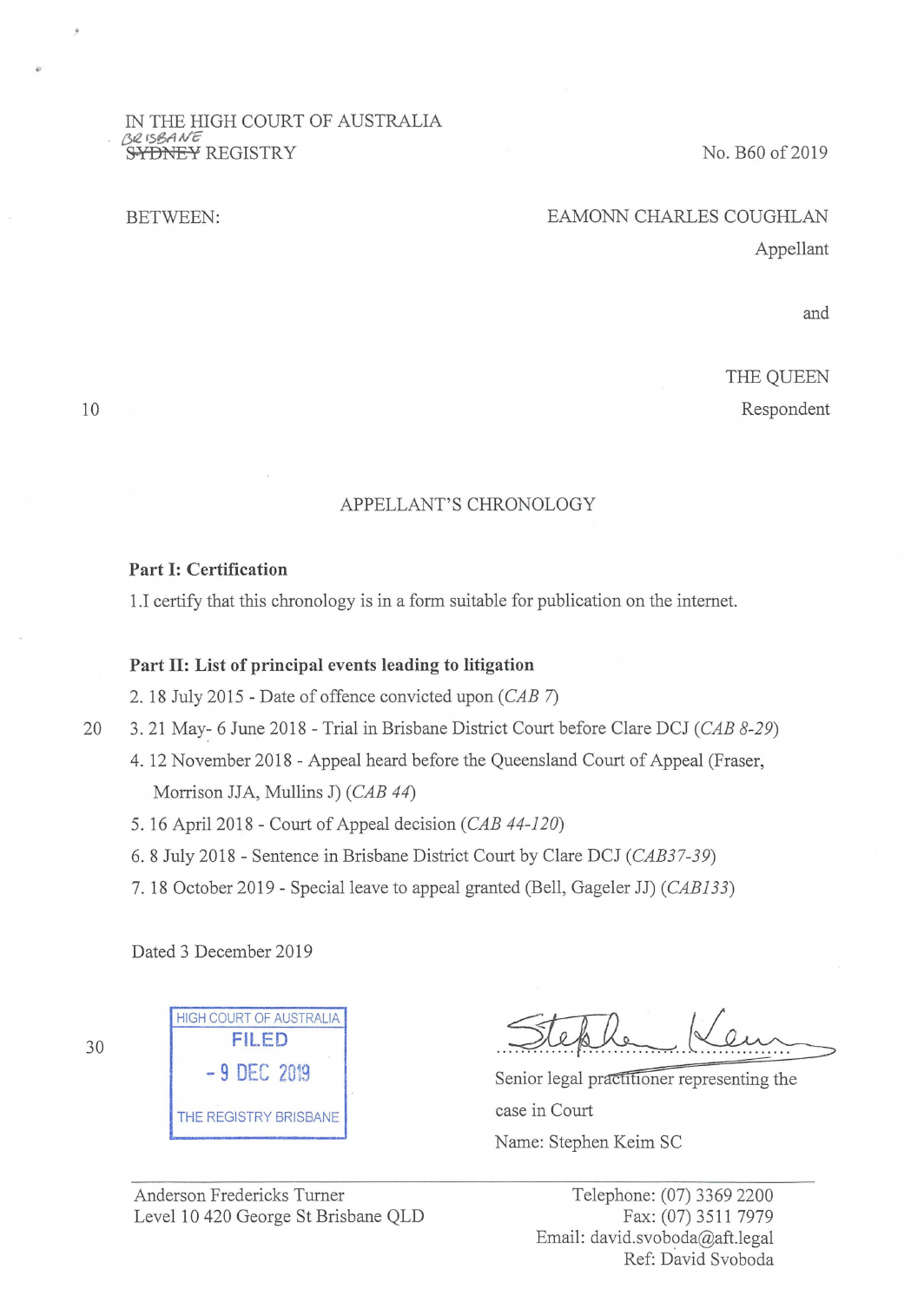IN THE HIGH COURT OF AUSTRALIA
BRISBANE
~~SYDNEY~~ REGISTRY

No. B60 of 2019

BETWEEN:

EAMONN CHARLES COUGHLAN
Appellant

and

THE QUEEN
Respondent

APPELLANT'S CHRONOLOGY

**Part I: Certification**

1.I certify that this chronology is in a form suitable for publication on the internet.

**Part II: List of principal events leading to litigation**

2. 18 July 2015 - Date of offence convicted upon (*CAB 7*)
3. 21 May- 6 June 2018 - Trial in Brisbane District Court before Clare DCJ (*CAB 8-29*)
4. 12 November 2018 - Appeal heard before the Queensland Court of Appeal (Fraser, Morrison JJA, Mullins J) (*CAB 44*)
5. 16 April 2018 - Court of Appeal decision (*CAB 44-120*)
6. 8 July 2018 - Sentence in Brisbane District Court by Clare DCJ (*CAB37-39*)
7. 18 October 2019 - Special leave to appeal granted (Bell, Gageler JJ) (*CAB133*)

Dated 3 December 2019

HIGH COURT OF AUSTRALIA
FILED
- 9 DEC 2019
THE REGISTRY BRISBANE

Senior legal practitioner representing the case in Court
Name: Stephen Keim SC

Anderson Fredericks Turner
Level 10 420 George St Brisbane QLD

Telephone: (07) 3369 2200
Fax: (07) 3511 7979
Email: david.svoboda@aft.legal
Ref: David Svoboda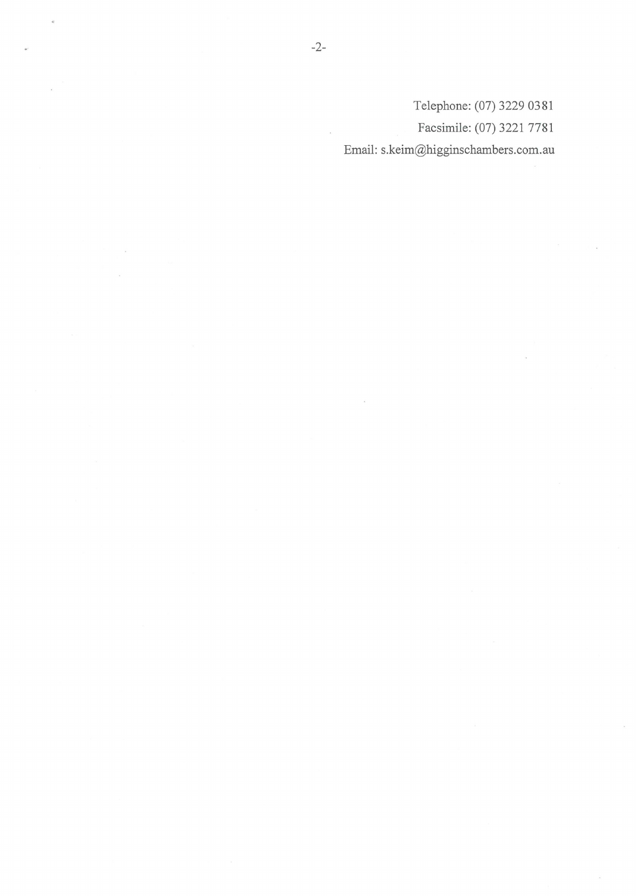Telephone: (07) 3229 0381

Facsimile: (07) 3221 7781

Email: s.keim@higginschambers.com.au